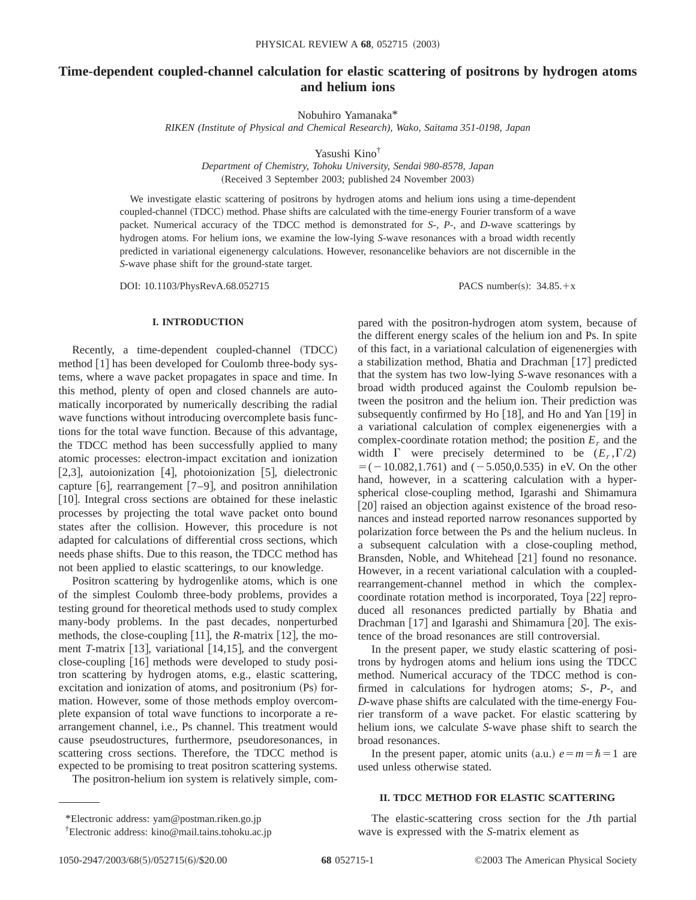# Time-dependent coupled-channel calculation for elastic scattering of positrons by hydrogen atoms and helium ions

Nobuhiro Yamanaka*

*RIKEN (Institute of Physical and Chemical Research), Wako, Saitama 351-0198, Japan*

Yasushi Kino†

*Department of Chemistry, Tohoku University, Sendai 980-8578, Japan*

(Received 3 September 2003; published 24 November 2003)

We investigate elastic scattering of positrons by hydrogen atoms and helium ions using a time-dependent coupled-channel (TDCC) method. Phase shifts are calculated with the time-energy Fourier transform of a wave packet. Numerical accuracy of the TDCC method is demonstrated for *S*-, *P*-, and *D*-wave scatterings by hydrogen atoms. For helium ions, we examine the low-lying *S*-wave resonances with a broad width recently predicted in variational eigenenergy calculations. However, resonancelike behaviors are not discernible in the *S*-wave phase shift for the ground-state target.

DOI: 10.1103/PhysRevA.68.052715 PACS number(s): 34.85.+x

## I. INTRODUCTION

Recently, a time-dependent coupled-channel (TDCC) method [1] has been developed for Coulomb three-body systems, where a wave packet propagates in space and time. In this method, plenty of open and closed channels are automatically incorporated by numerically describing the radial wave functions without introducing overcomplete basis functions for the total wave function. Because of this advantage, the TDCC method has been successfully applied to many atomic processes: electron-impact excitation and ionization [2,3], autoionization [4], photoionization [5], dielectronic capture [6], rearrangement [7–9], and positron annihilation [10]. Integral cross sections are obtained for these inelastic processes by projecting the total wave packet onto bound states after the collision. However, this procedure is not adapted for calculations of differential cross sections, which needs phase shifts. Due to this reason, the TDCC method has not been applied to elastic scatterings, to our knowledge.

Positron scattering by hydrogenlike atoms, which is one of the simplest Coulomb three-body problems, provides a testing ground for theoretical methods used to study complex many-body problems. In the past decades, nonperturbed methods, the close-coupling [11], the *R*-matrix [12], the moment *T*-matrix [13], variational [14,15], and the convergent close-coupling [16] methods were developed to study positron scattering by hydrogen atoms, e.g., elastic scattering, excitation and ionization of atoms, and positronium (Ps) formation. However, some of those methods employ overcomplete expansion of total wave functions to incorporate a rearrangement channel, i.e., Ps channel. This treatment would cause pseudostructures, furthermore, pseudoresonances, in scattering cross sections. Therefore, the TDCC method is expected to be promising to treat positron scattering systems.

The positron-helium ion system is relatively simple, compared with the positron-hydrogen atom system, because of the different energy scales of the helium ion and Ps. In spite of this fact, in a variational calculation of eigenenergies with a stabilization method, Bhatia and Drachman [17] predicted that the system has two low-lying *S*-wave resonances with a broad width produced against the Coulomb repulsion between the positron and the helium ion. Their prediction was subsequently confirmed by Ho [18], and Ho and Yan [19] in a variational calculation of complex eigenenergies with a complex-coordinate rotation method; the position $E_r$ and the width $\Gamma$ were precisely determined to be $(E_r,\Gamma/2) = (-10.082, 1.761)$ and $(-5.050, 0.535)$ in eV. On the other hand, however, in a scattering calculation with a hyperspherical close-coupling method, Igarashi and Shimamura [20] raised an objection against existence of the broad resonances and instead reported narrow resonances supported by polarization force between the Ps and the helium nucleus. In a subsequent calculation with a close-coupling method, Bransden, Noble, and Whitehead [21] found no resonance. However, in a recent variational calculation with a coupled-rearrangement-channel method in which the complex-coordinate rotation method is incorporated, Toya [22] reproduced all resonances predicted partially by Bhatia and Drachman [17] and Igarashi and Shimamura [20]. The existence of the broad resonances are still controversial.

In the present paper, we study elastic scattering of positrons by hydrogen atoms and helium ions using the TDCC method. Numerical accuracy of the TDCC method is confirmed in calculations for hydrogen atoms; *S*-, *P*-, and *D*-wave phase shifts are calculated with the time-energy Fourier transform of a wave packet. For elastic scattering by helium ions, we calculate *S*-wave phase shift to search the broad resonances.

In the present paper, atomic units (a.u.) $e=m=\hbar=1$ are used unless otherwise stated.

## II. TDCC METHOD FOR ELASTIC SCATTERING

The elastic-scattering cross section for the *J*th partial wave is expressed with the *S*-matrix element as

*Electronic address: yam@postman.riken.go.jp

†Electronic address: kino@mail.tains.tohoku.ac.jp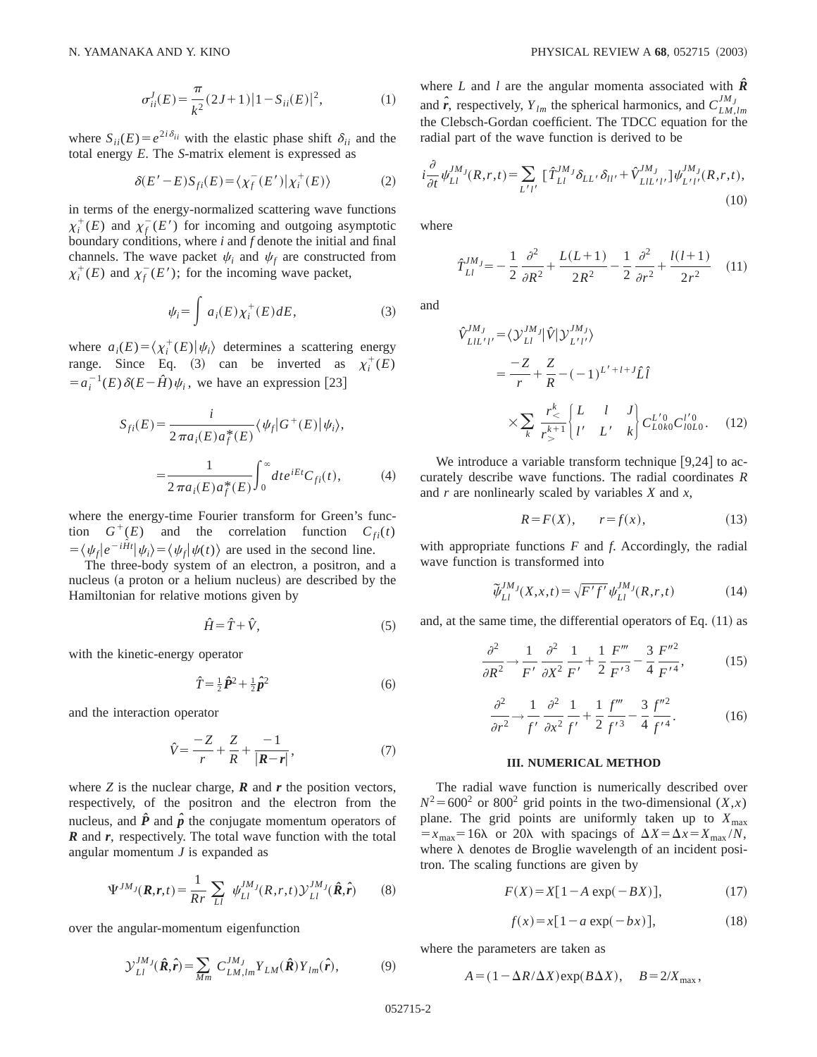$$\sigma_{ii}^{J}(E)=\frac{\pi}{k^2}(2J+1)|1-S_{ii}(E)|^2, \tag{1}$$

where $S_{ii}(E)=e^{2i\delta_{ii}}$ with the elastic phase shift $\delta_{ii}$ and the total energy $E$. The $S$-matrix element is expressed as

$$\delta(E'-E)S_{fi}(E)=\langle\chi_f^-(E')|\chi_i^+(E)\rangle \tag{2}$$

in terms of the energy-normalized scattering wave functions $\chi_i^+(E)$ and $\chi_f^-(E')$ for incoming and outgoing asymptotic boundary conditions, where $i$ and $f$ denote the initial and final channels. The wave packet $\psi_i$ and $\psi_f$ are constructed from $\chi_i^+(E)$ and $\chi_f^-(E')$; for the incoming wave packet,

$$\psi_i=\int a_i(E)\chi_i^+(E)dE, \tag{3}$$

where $a_i(E)=\langle\chi_i^+(E)|\psi_i\rangle$ determines a scattering energy range. Since Eq. (3) can be inverted as $\chi_i^+(E)=a_i^{-1}(E)\delta(E-\hat{H})\psi_i$, we have an expression [23]

$$\begin{aligned}S_{fi}(E)&=\frac{i}{2\pi a_i(E)a_f^*(E)}\langle\psi_f|G^+(E)|\psi_i\rangle,\\&=\frac{1}{2\pi a_i(E)a_f^*(E)}\int_0^\infty dt e^{iEt}C_{fi}(t),\end{aligned} \tag{4}$$

where the energy-time Fourier transform for Green's function $G^+(E)$ and the correlation function $C_{fi}(t)=\langle\psi_f|e^{-i\hat{H}t}|\psi_i\rangle=\langle\psi_f|\psi(t)\rangle$ are used in the second line.

The three-body system of an electron, a positron, and a nucleus (a proton or a helium nucleus) are described by the Hamiltonian for relative motions given by

$$\hat{H}=\hat{T}+\hat{V}, \tag{5}$$

with the kinetic-energy operator

$$\hat{T}=\tfrac{1}{2}\hat{\boldsymbol{P}}^2+\tfrac{1}{2}\hat{\boldsymbol{p}}^2 \tag{6}$$

and the interaction operator

$$\hat{V}=\frac{-Z}{r}+\frac{Z}{R}+\frac{-1}{|\boldsymbol{R}-\boldsymbol{r}|}, \tag{7}$$

where $Z$ is the nuclear charge, $\boldsymbol{R}$ and $\boldsymbol{r}$ the position vectors, respectively, of the positron and the electron from the nucleus, and $\hat{\boldsymbol{P}}$ and $\hat{\boldsymbol{p}}$ the conjugate momentum operators of $\boldsymbol{R}$ and $\boldsymbol{r}$, respectively. The total wave function with the total angular momentum $J$ is expanded as

$$\Psi^{JM_J}(\boldsymbol{R},\boldsymbol{r},t)=\frac{1}{Rr}\sum_{Ll}\psi_{Ll}^{JM_J}(R,r,t)\mathcal{Y}_{Ll}^{JM_J}(\hat{\boldsymbol{R}},\hat{\boldsymbol{r}}) \tag{8}$$

over the angular-momentum eigenfunction

$$\mathcal{Y}_{Ll}^{JM_J}(\hat{\boldsymbol{R}},\hat{\boldsymbol{r}})=\sum_{Mm}C_{LM,lm}^{JM_J}Y_{LM}(\hat{\boldsymbol{R}})Y_{lm}(\hat{\boldsymbol{r}}), \tag{9}$$

where $L$ and $l$ are the angular momenta associated with $\hat{\boldsymbol{R}}$ and $\hat{\boldsymbol{r}}$, respectively, $Y_{lm}$ the spherical harmonics, and $C_{LM,lm}^{JM_J}$ the Clebsch-Gordan coefficient. The TDCC equation for the radial part of the wave function is derived to be

$$i\frac{\partial}{\partial t}\psi_{Ll}^{JM_J}(R,r,t)=\sum_{L'l'}[\hat{T}_{Ll}^{JM_J}\delta_{LL'}\delta_{ll'}+\hat{V}_{LlL'l'}^{JM_J}]\psi_{L'l'}^{JM_J}(R,r,t), \tag{10}$$

where

$$\hat{T}_{Ll}^{JM_J}=-\frac{1}{2}\frac{\partial^2}{\partial R^2}+\frac{L(L+1)}{2R^2}-\frac{1}{2}\frac{\partial^2}{\partial r^2}+\frac{l(l+1)}{2r^2} \tag{11}$$

and

$$\begin{aligned}\hat{V}_{LlL'l'}^{JM_J}&=\langle\mathcal{Y}_{Ll}^{JM_J}|\hat{V}|\mathcal{Y}_{L'l'}^{JM_J}\rangle\\&=\frac{-Z}{r}+\frac{Z}{R}-(-1)^{L'+l+J}\hat{L}\hat{l}\\&\quad\times\sum_k\frac{r_<^k}{r_>^{k+1}}\begin{Bmatrix}L & l & J\\ l' & L' & k\end{Bmatrix}C_{L0k0}^{L'0}C_{l0L0}^{l'0}.\end{aligned} \tag{12}$$

We introduce a variable transform technique [9,24] to accurately describe wave functions. The radial coordinates $R$ and $r$ are nonlinearly scaled by variables $X$ and $x$,

$$R=F(X),\qquad r=f(x), \tag{13}$$

with appropriate functions $F$ and $f$. Accordingly, the radial wave function is transformed into

$$\tilde{\psi}_{Ll}^{JM_J}(X,x,t)=\sqrt{F'f'}\psi_{Ll}^{JM_J}(R,r,t) \tag{14}$$

and, at the same time, the differential operators of Eq. (11) as

$$\frac{\partial^2}{\partial R^2}\rightarrow\frac{1}{F'}\frac{\partial^2}{\partial X^2}\frac{1}{F'}+\frac{1}{2}\frac{F'''}{F'^3}-\frac{3}{4}\frac{F''^2}{F'^4}, \tag{15}$$

$$\frac{\partial^2}{\partial r^2}\rightarrow\frac{1}{f'}\frac{\partial^2}{\partial x^2}\frac{1}{f'}+\frac{1}{2}\frac{f'''}{f'^3}-\frac{3}{4}\frac{f''^2}{f'^4}. \tag{16}$$

## III. NUMERICAL METHOD

The radial wave function is numerically described over $N^2=600^2$ or $800^2$ grid points in the two-dimensional $(X,x)$ plane. The grid points are uniformly taken up to $X_{\max}=x_{\max}=16\lambda$ or $20\lambda$ with spacings of $\Delta X=\Delta x=X_{\max}/N$, where $\lambda$ denotes de Broglie wavelength of an incident positron. The scaling functions are given by

$$F(X)=X[1-A\exp(-BX)], \tag{17}$$

$$f(x)=x[1-a\exp(-bx)], \tag{18}$$

where the parameters are taken as

$$A=(1-\Delta R/\Delta X)\exp(B\Delta X),\quad B=2/X_{\max},$$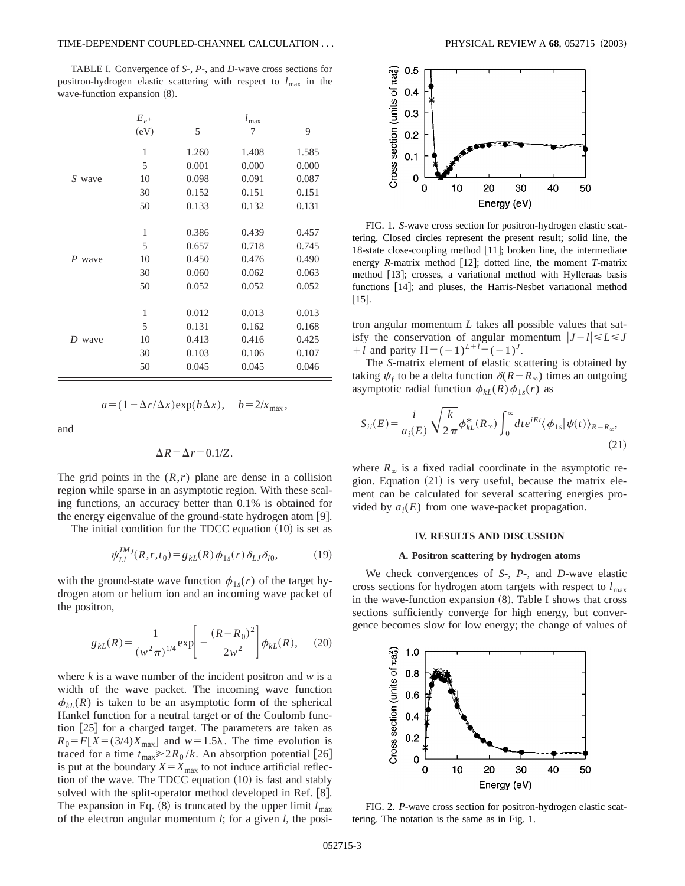TABLE I. Convergence of *S*-, *P*-, and *D*-wave cross sections for positron-hydrogen elastic scattering with respect to $l_{max}$ in the wave-function expansion (8).

| | $E_{e^+}$ (eV) | $l_{max}$ 5 | 7 | 9 |
|---|---|---|---|---|
| *S* wave | 1 | 1.260 | 1.408 | 1.585 |
| | 5 | 0.001 | 0.000 | 0.000 |
| | 10 | 0.098 | 0.091 | 0.087 |
| | 30 | 0.152 | 0.151 | 0.151 |
| | 50 | 0.133 | 0.132 | 0.131 |
| *P* wave | 1 | 0.386 | 0.439 | 0.457 |
| | 5 | 0.657 | 0.718 | 0.745 |
| | 10 | 0.450 | 0.476 | 0.490 |
| | 30 | 0.060 | 0.062 | 0.063 |
| | 50 | 0.052 | 0.052 | 0.052 |
| *D* wave | 1 | 0.012 | 0.013 | 0.013 |
| | 5 | 0.131 | 0.162 | 0.168 |
| | 10 | 0.413 | 0.416 | 0.425 |
| | 30 | 0.103 | 0.106 | 0.107 |
| | 50 | 0.045 | 0.045 | 0.046 |

$$a=(1-\Delta r/\Delta x)\exp(b\Delta x),\quad b=2/x_{max},$$

and

$$\Delta R=\Delta r=0.1/Z.$$

The grid points in the $(R,r)$ plane are dense in a collision region while sparse in an asymptotic region. With these scaling functions, an accuracy better than 0.1% is obtained for the energy eigenvalue of the ground-state hydrogen atom [9].

The initial condition for the TDCC equation (10) is set as

$$\psi_{Ll}^{JM_J}(R,r,t_0)=g_{kL}(R)\phi_{1s}(r)\delta_{LJ}\delta_{l0},\tag{19}$$

with the ground-state wave function $\phi_{1s}(r)$ of the target hydrogen atom or helium ion and an incoming wave packet of the positron,

$$g_{kL}(R)=\frac{1}{(w^2\pi)^{1/4}}\exp\left[-\frac{(R-R_0)^2}{2w^2}\right]\phi_{kL}(R),\tag{20}$$

where $k$ is a wave number of the incident positron and $w$ is a width of the wave packet. The incoming wave function $\phi_{kL}(R)$ is taken to be an asymptotic form of the spherical Hankel function for a neutral target or of the Coulomb function [25] for a charged target. The parameters are taken as $R_0=F[X=(3/4)X_{max}]$ and $w=1.5\lambda$. The time evolution is traced for a time $t_{max}\geqslant 2R_0/k$. An absorption potential [26] is put at the boundary $X=X_{max}$ to not induce artificial reflection of the wave. The TDCC equation (10) is fast and stably solved with the split-operator method developed in Ref. [8]. The expansion in Eq. (8) is truncated by the upper limit $l_{max}$ of the electron angular momentum $l$; for a given $l$, the positron angular momentum $L$ takes all possible values that satisfy the conservation of angular momentum $|J-l|\leqslant L\leqslant J+l$ and parity $\Pi=(-1)^{L+l}=(-1)^J$.

The *S*-matrix element of elastic scattering is obtained by taking $\psi_f$ to be a delta function $\delta(R-R_\infty)$ times an outgoing asymptotic radial function $\phi_{kL}(R)\phi_{1s}(r)$ as

$$S_{ii}(E)=\frac{i}{a_i(E)}\sqrt{\frac{k}{2\pi}}\phi_{kL}^*(R_\infty)\int_0^\infty dt e^{iEt}\langle\phi_{1s}|\psi(t)\rangle_{R=R_\infty},\tag{21}$$

where $R_\infty$ is a fixed radial coordinate in the asymptotic region. Equation (21) is very useful, because the matrix element can be calculated for several scattering energies provided by $a_i(E)$ from one wave-packet propagation.

FIG. 1. *S*-wave cross section for positron-hydrogen elastic scattering. Closed circles represent the present result; solid line, the 18-state close-coupling method [11]; broken line, the intermediate energy *R*-matrix method [12]; dotted line, the moment *T*-matrix method [13]; crosses, a variational method with Hylleraas basis functions [14]; and pluses, the Harris-Nesbet variational method [15].

## IV. RESULTS AND DISCUSSION

### A. Positron scattering by hydrogen atoms

We check convergences of *S*-, *P*-, and *D*-wave elastic cross sections for hydrogen atom targets with respect to $l_{max}$ in the wave-function expansion (8). Table I shows that cross sections sufficiently converge for high energy, but convergence becomes slow for low energy; the change of values of

FIG. 2. *P*-wave cross section for positron-hydrogen elastic scattering. The notation is the same as in Fig. 1.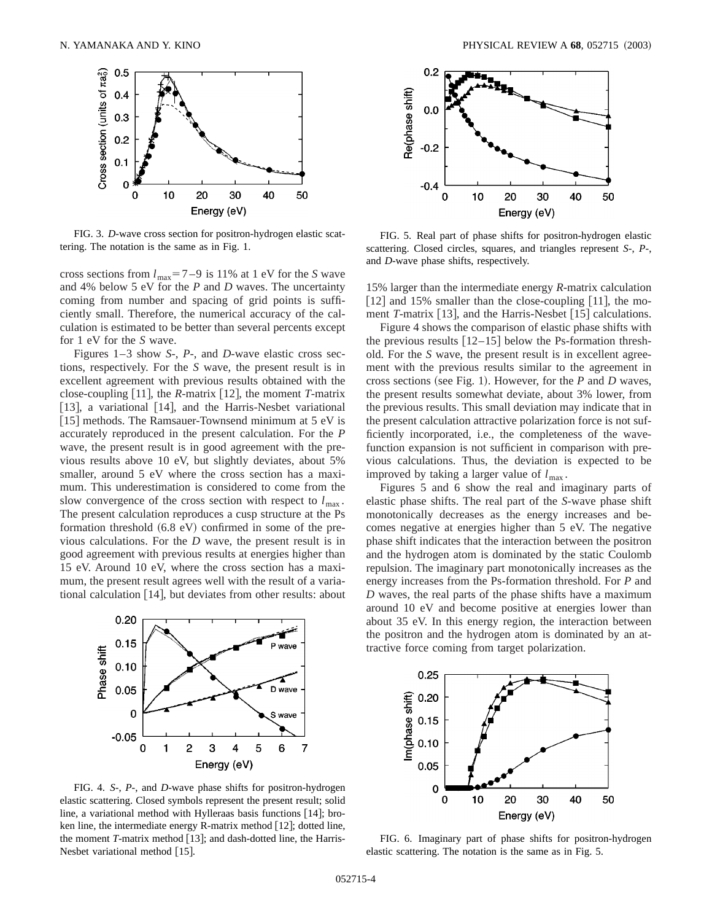FIG. 3. *D*-wave cross section for positron-hydrogen elastic scattering. The notation is the same as in Fig. 1.

cross sections from $l_{max}=7-9$ is 11% at 1 eV for the *S* wave and 4% below 5 eV for the *P* and *D* waves. The uncertainty coming from number and spacing of grid points is sufficiently small. Therefore, the numerical accuracy of the calculation is estimated to be better than several percents except for 1 eV for the *S* wave.

Figures 1–3 show *S*-, *P*-, and *D*-wave elastic cross sections, respectively. For the *S* wave, the present result is in excellent agreement with previous results obtained with the close-coupling [11], the *R*-matrix [12], the moment *T*-matrix [13], a variational [14], and the Harris-Nesbet variational [15] methods. The Ramsauer-Townsend minimum at 5 eV is accurately reproduced in the present calculation. For the *P* wave, the present result is in good agreement with the previous results above 10 eV, but slightly deviates, about 5% smaller, around 5 eV where the cross section has a maximum. This underestimation is considered to come from the slow convergence of the cross section with respect to $l_{max}$. The present calculation reproduces a cusp structure at the Ps formation threshold (6.8 eV) confirmed in some of the previous calculations. For the *D* wave, the present result is in good agreement with previous results at energies higher than 15 eV. Around 10 eV, where the cross section has a maximum, the present result agrees well with the result of a variational calculation [14], but deviates from other results: about 15% larger than the intermediate energy *R*-matrix calculation [12] and 15% smaller than the close-coupling [11], the moment *T*-matrix [13], and the Harris-Nesbet [15] calculations.

FIG. 4. *S*-, *P*-, and *D*-wave phase shifts for positron-hydrogen elastic scattering. Closed symbols represent the present result; solid line, a variational method with Hylleraas basis functions [14]; broken line, the intermediate energy R-matrix method [12]; dotted line, the moment *T*-matrix method [13]; and dash-dotted line, the Harris-Nesbet variational method [15].

FIG. 5. Real part of phase shifts for positron-hydrogen elastic scattering. Closed circles, squares, and triangles represent *S*-, *P*-, and *D*-wave phase shifts, respectively.

Figure 4 shows the comparison of elastic phase shifts with the previous results [12–15] below the Ps-formation threshold. For the *S* wave, the present result is in excellent agreement with the previous results similar to the agreement in cross sections (see Fig. 1). However, for the *P* and *D* waves, the present results somewhat deviate, about 3% lower, from the previous results. This small deviation may indicate that in the present calculation attractive polarization force is not sufficiently incorporated, i.e., the completeness of the wavefunction expansion is not sufficient in comparison with previous calculations. Thus, the deviation is expected to be improved by taking a larger value of $l_{max}$.

Figures 5 and 6 show the real and imaginary parts of elastic phase shifts. The real part of the *S*-wave phase shift monotonically decreases as the energy increases and becomes negative at energies higher than 5 eV. The negative phase shift indicates that the interaction between the positron and the hydrogen atom is dominated by the static Coulomb repulsion. The imaginary part monotonically increases as the energy increases from the Ps-formation threshold. For *P* and *D* waves, the real parts of the phase shifts have a maximum around 10 eV and become positive at energies lower than about 35 eV. In this energy region, the interaction between the positron and the hydrogen atom is dominated by an attractive force coming from target polarization.

FIG. 6. Imaginary part of phase shifts for positron-hydrogen elastic scattering. The notation is the same as in Fig. 5.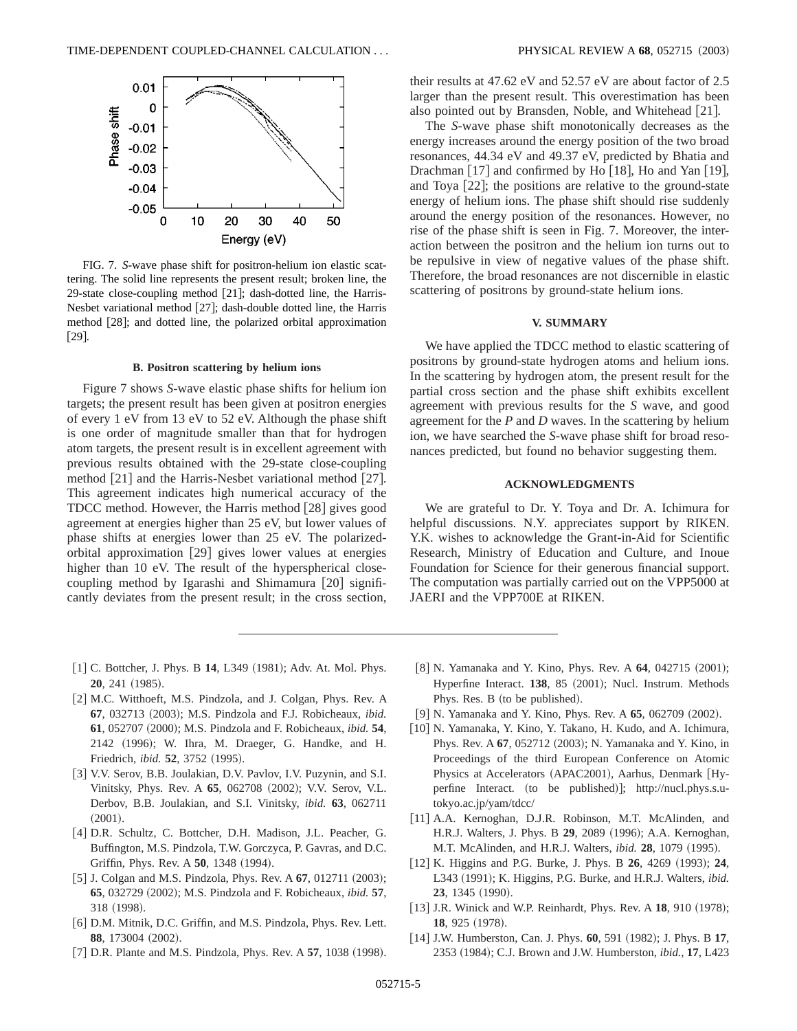FIG. 7. *S*-wave phase shift for positron-helium ion elastic scattering. The solid line represents the present result; broken line, the 29-state close-coupling method [21]; dash-dotted line, the Harris-Nesbet variational method [27]; dash-double dotted line, the Harris method [28]; and dotted line, the polarized orbital approximation [29].

### B. Positron scattering by helium ions

Figure 7 shows *S*-wave elastic phase shifts for helium ion targets; the present result has been given at positron energies of every 1 eV from 13 eV to 52 eV. Although the phase shift is one order of magnitude smaller than that for hydrogen atom targets, the present result is in excellent agreement with previous results obtained with the 29-state close-coupling method [21] and the Harris-Nesbet variational method [27]. This agreement indicates high numerical accuracy of the TDCC method. However, the Harris method [28] gives good agreement at energies higher than 25 eV, but lower values of phase shifts at energies lower than 25 eV. The polarized-orbital approximation [29] gives lower values at energies higher than 10 eV. The result of the hyperspherical close-coupling method by Igarashi and Shimamura [20] significantly deviates from the present result; in the cross section, their results at 47.62 eV and 52.57 eV are about factor of 2.5 larger than the present result. This overestimation has been also pointed out by Bransden, Noble, and Whitehead [21].

The *S*-wave phase shift monotonically decreases as the energy increases around the energy position of the two broad resonances, 44.34 eV and 49.37 eV, predicted by Bhatia and Drachman [17] and confirmed by Ho [18], Ho and Yan [19], and Toya [22]; the positions are relative to the ground-state energy of helium ions. The phase shift should rise suddenly around the energy position of the resonances. However, no rise of the phase shift is seen in Fig. 7. Moreover, the interaction between the positron and the helium ion turns out to be repulsive in view of negative values of the phase shift. Therefore, the broad resonances are not discernible in elastic scattering of positrons by ground-state helium ions.

## V. SUMMARY

We have applied the TDCC method to elastic scattering of positrons by ground-state hydrogen atoms and helium ions. In the scattering by hydrogen atom, the present result for the partial cross section and the phase shift exhibits excellent agreement with previous results for the *S* wave, and good agreement for the *P* and *D* waves. In the scattering by helium ion, we have searched the *S*-wave phase shift for broad resonances predicted, but found no behavior suggesting them.

## ACKNOWLEDGMENTS

We are grateful to Dr. Y. Toya and Dr. A. Ichimura for helpful discussions. N.Y. appreciates support by RIKEN. Y.K. wishes to acknowledge the Grant-in-Aid for Scientific Research, Ministry of Education and Culture, and Inoue Foundation for Science for their generous financial support. The computation was partially carried out on the VPP5000 at JAERI and the VPP700E at RIKEN.

---

[1] C. Bottcher, J. Phys. B **14**, L349 (1981); Adv. At. Mol. Phys. **20**, 241 (1985).

[2] M.C. Witthoeft, M.S. Pindzola, and J. Colgan, Phys. Rev. A **67**, 032713 (2003); M.S. Pindzola and F.J. Robicheaux, *ibid.* **61**, 052707 (2000); M.S. Pindzola and F. Robicheaux, *ibid.* **54**, 2142 (1996); W. Ihra, M. Draeger, G. Handke, and H. Friedrich, *ibid.* **52**, 3752 (1995).

[3] V.V. Serov, B.B. Joulakian, D.V. Pavlov, I.V. Puzynin, and S.I. Vinitsky, Phys. Rev. A **65**, 062708 (2002); V.V. Serov, V.L. Derbov, B.B. Joulakian, and S.I. Vinitsky, *ibid.* **63**, 062711 (2001).

[4] D.R. Schultz, C. Bottcher, D.H. Madison, J.L. Peacher, G. Buffington, M.S. Pindzola, T.W. Gorczyca, P. Gavras, and D.C. Griffin, Phys. Rev. A **50**, 1348 (1994).

[5] J. Colgan and M.S. Pindzola, Phys. Rev. A **67**, 012711 (2003); **65**, 032729 (2002); M.S. Pindzola and F. Robicheaux, *ibid.* **57**, 318 (1998).

[6] D.M. Mitnik, D.C. Griffin, and M.S. Pindzola, Phys. Rev. Lett. **88**, 173004 (2002).

[7] D.R. Plante and M.S. Pindzola, Phys. Rev. A **57**, 1038 (1998).

[8] N. Yamanaka and Y. Kino, Phys. Rev. A **64**, 042715 (2001); Hyperfine Interact. **138**, 85 (2001); Nucl. Instrum. Methods Phys. Res. B (to be published).

[9] N. Yamanaka and Y. Kino, Phys. Rev. A **65**, 062709 (2002).

[10] N. Yamanaka, Y. Kino, Y. Takano, H. Kudo, and A. Ichimura, Phys. Rev. A **67**, 052712 (2003); N. Yamanaka and Y. Kino, in Proceedings of the third European Conference on Atomic Physics at Accelerators (APAC2001), Aarhus, Denmark [Hyperfine Interact. (to be published)]; http://nucl.phys.s.u-tokyo.ac.jp/yam/tdcc/

[11] A.A. Kernoghan, D.J.R. Robinson, M.T. McAlinden, and H.R.J. Walters, J. Phys. B **29**, 2089 (1996); A.A. Kernoghan, M.T. McAlinden, and H.R.J. Walters, *ibid.* **28**, 1079 (1995).

[12] K. Higgins and P.G. Burke, J. Phys. B **26**, 4269 (1993); **24**, L343 (1991); K. Higgins, P.G. Burke, and H.R.J. Walters, *ibid.* **23**, 1345 (1990).

[13] J.R. Winick and W.P. Reinhardt, Phys. Rev. A **18**, 910 (1978); **18**, 925 (1978).

[14] J.W. Humberston, Can. J. Phys. **60**, 591 (1982); J. Phys. B **17**, 2353 (1984); C.J. Brown and J.W. Humberston, *ibid.*, **17**, L423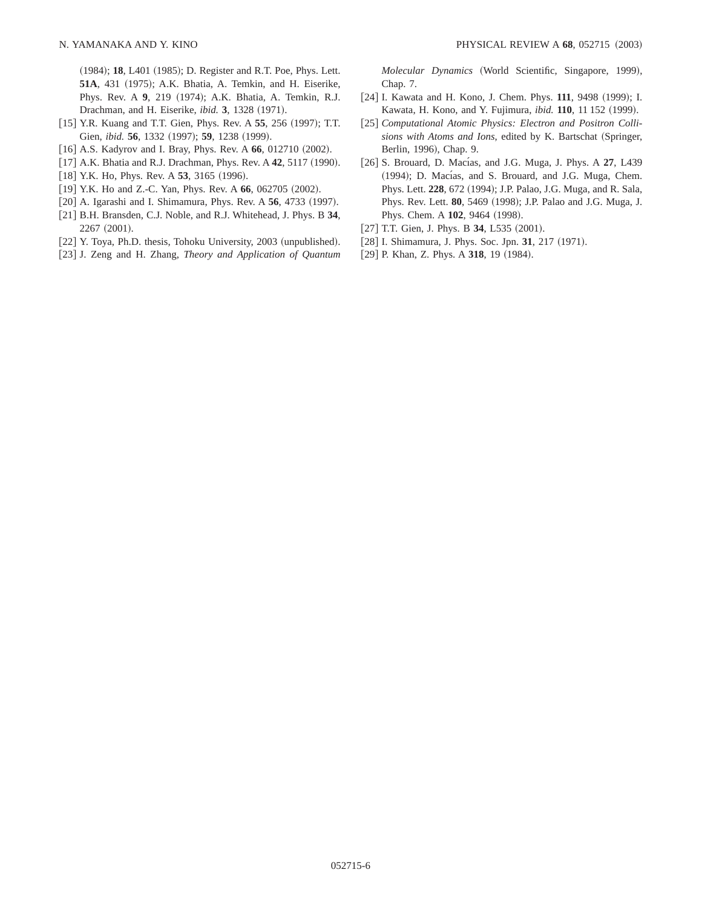(1984); **18**, L401 (1985); D. Register and R.T. Poe, Phys. Lett. **51A**, 431 (1975); A.K. Bhatia, A. Temkin, and H. Eiserike, Phys. Rev. A **9**, 219 (1974); A.K. Bhatia, A. Temkin, R.J. Drachman, and H. Eiserike, *ibid.* **3**, 1328 (1971).

[15] Y.R. Kuang and T.T. Gien, Phys. Rev. A **55**, 256 (1997); T.T. Gien, *ibid.* **56**, 1332 (1997); **59**, 1238 (1999).

[16] A.S. Kadyrov and I. Bray, Phys. Rev. A **66**, 012710 (2002).

[17] A.K. Bhatia and R.J. Drachman, Phys. Rev. A **42**, 5117 (1990).

[18] Y.K. Ho, Phys. Rev. A **53**, 3165 (1996).

[19] Y.K. Ho and Z.-C. Yan, Phys. Rev. A **66**, 062705 (2002).

[20] A. Igarashi and I. Shimamura, Phys. Rev. A **56**, 4733 (1997).

[21] B.H. Bransden, C.J. Noble, and R.J. Whitehead, J. Phys. B **34**, 2267 (2001).

[22] Y. Toya, Ph.D. thesis, Tohoku University, 2003 (unpublished).

[23] J. Zeng and H. Zhang, *Theory and Application of Quantum Molecular Dynamics* (World Scientific, Singapore, 1999), Chap. 7.

[24] I. Kawata and H. Kono, J. Chem. Phys. **111**, 9498 (1999); I. Kawata, H. Kono, and Y. Fujimura, *ibid.* **110**, 11 152 (1999).

[25] *Computational Atomic Physics: Electron and Positron Collisions with Atoms and Ions*, edited by K. Bartschat (Springer, Berlin, 1996), Chap. 9.

[26] S. Brouard, D. Macías, and J.G. Muga, J. Phys. A **27**, L439 (1994); D. Macías, and S. Brouard, and J.G. Muga, Chem. Phys. Lett. **228**, 672 (1994); J.P. Palao, J.G. Muga, and R. Sala, Phys. Rev. Lett. **80**, 5469 (1998); J.P. Palao and J.G. Muga, J. Phys. Chem. A **102**, 9464 (1998).

[27] T.T. Gien, J. Phys. B **34**, L535 (2001).

[28] I. Shimamura, J. Phys. Soc. Jpn. **31**, 217 (1971).

[29] P. Khan, Z. Phys. A **318**, 19 (1984).